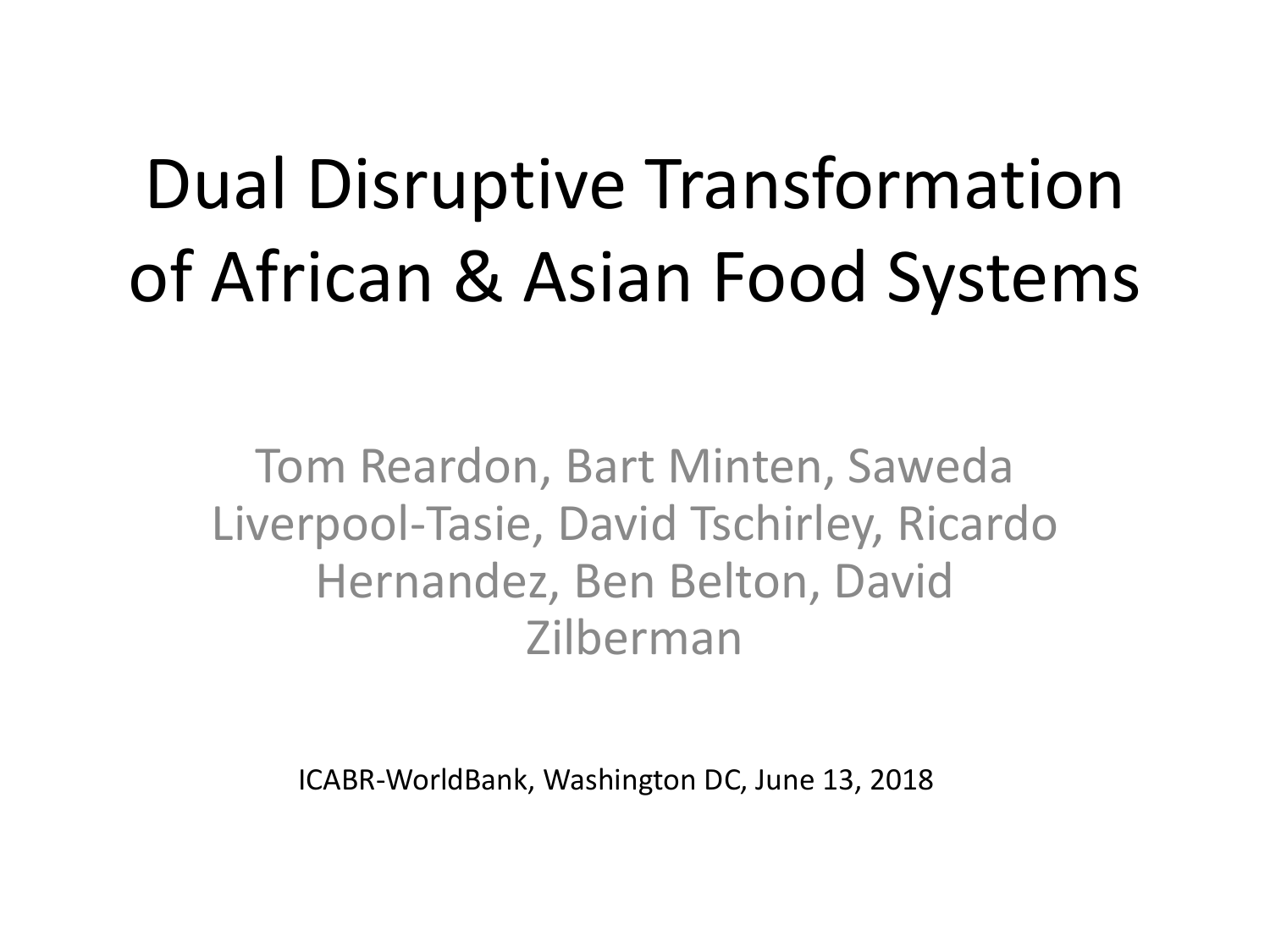# Dual Disruptive Transformation of African & Asian Food Systems

Tom Reardon, Bart Minten, Saweda Liverpool-Tasie, David Tschirley, Ricardo Hernandez, Ben Belton, David Zilberman

ICABR-WorldBank, Washington DC, June 13, 2018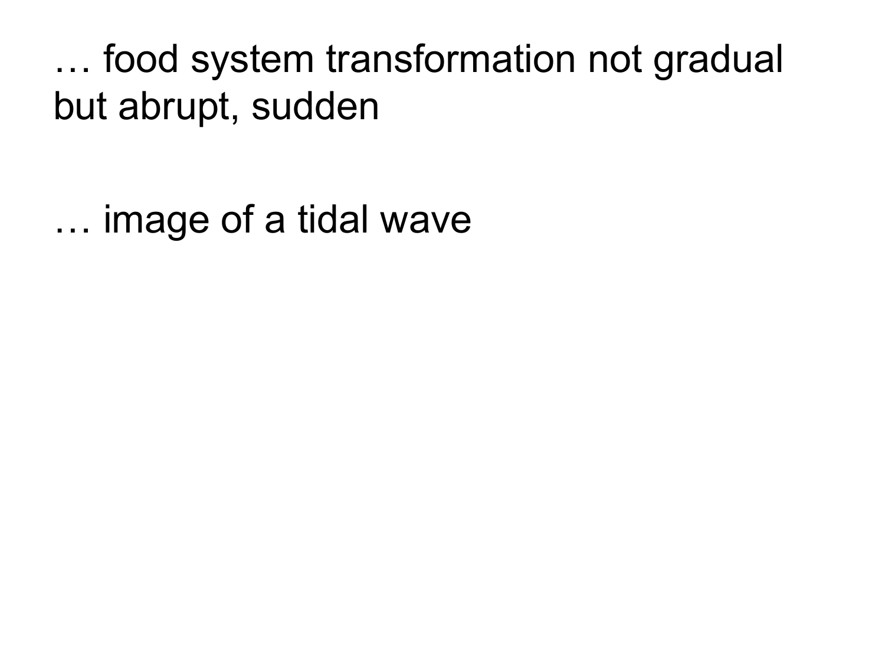… food system transformation not gradual but abrupt, sudden

… image of a tidal wave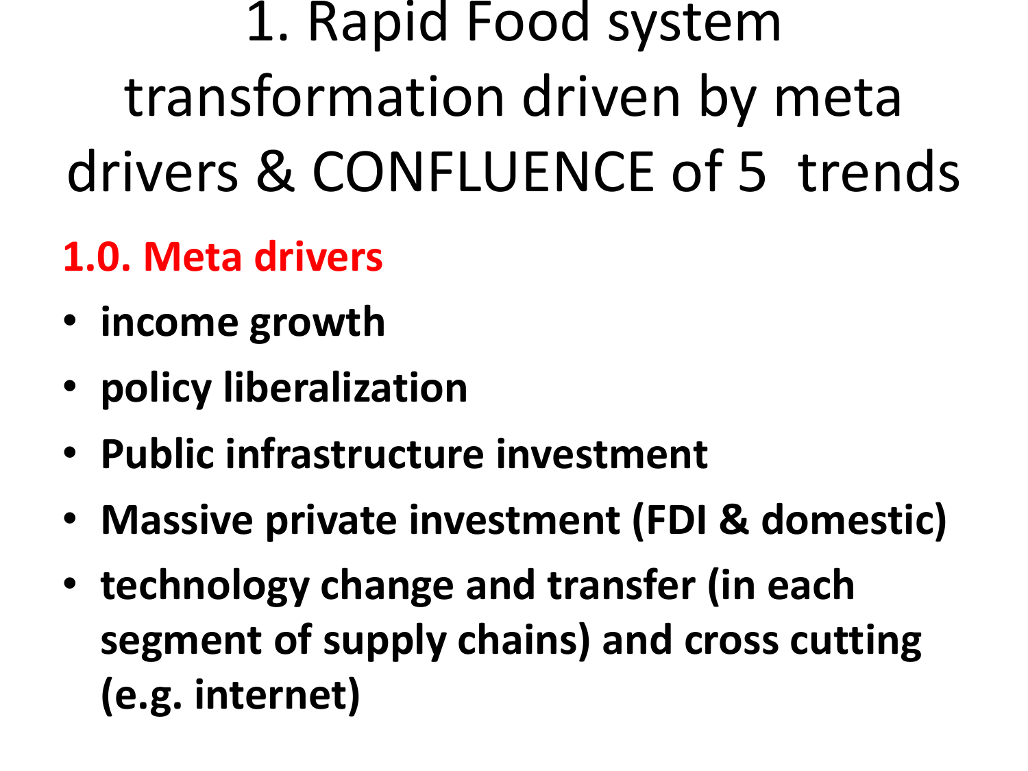# 1. Rapid Food system transformation driven by meta drivers & CONFLUENCE of 5 trends

## 1.0. Meta drivers

- **income growth**
- **policy liberalization**
- **Public infrastructure investment**
- **Massive private investment (FDI & domestic)**
- **technology change and transfer (in each segment of supply chains) and cross cutting (e.g. internet)**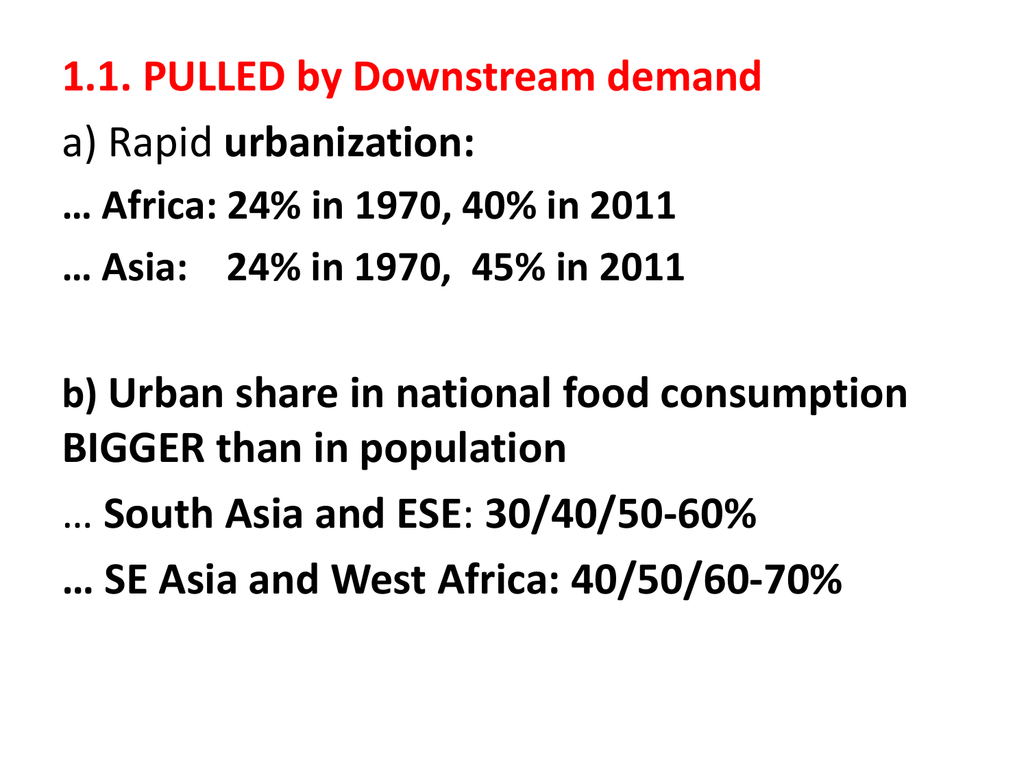## 1.1. PULLED by Downstream demand

a) Rapid **urbanization:**

**… Africa: 24% in 1970, 40% in 2011**

**… Asia: 24% in 1970, 45% in 2011**

**b) Urban share in national food consumption BIGGER than in population**

… **South Asia and ESE**: **30/40/50-60%**

**… SE Asia and West Africa: 40/50/60-70%**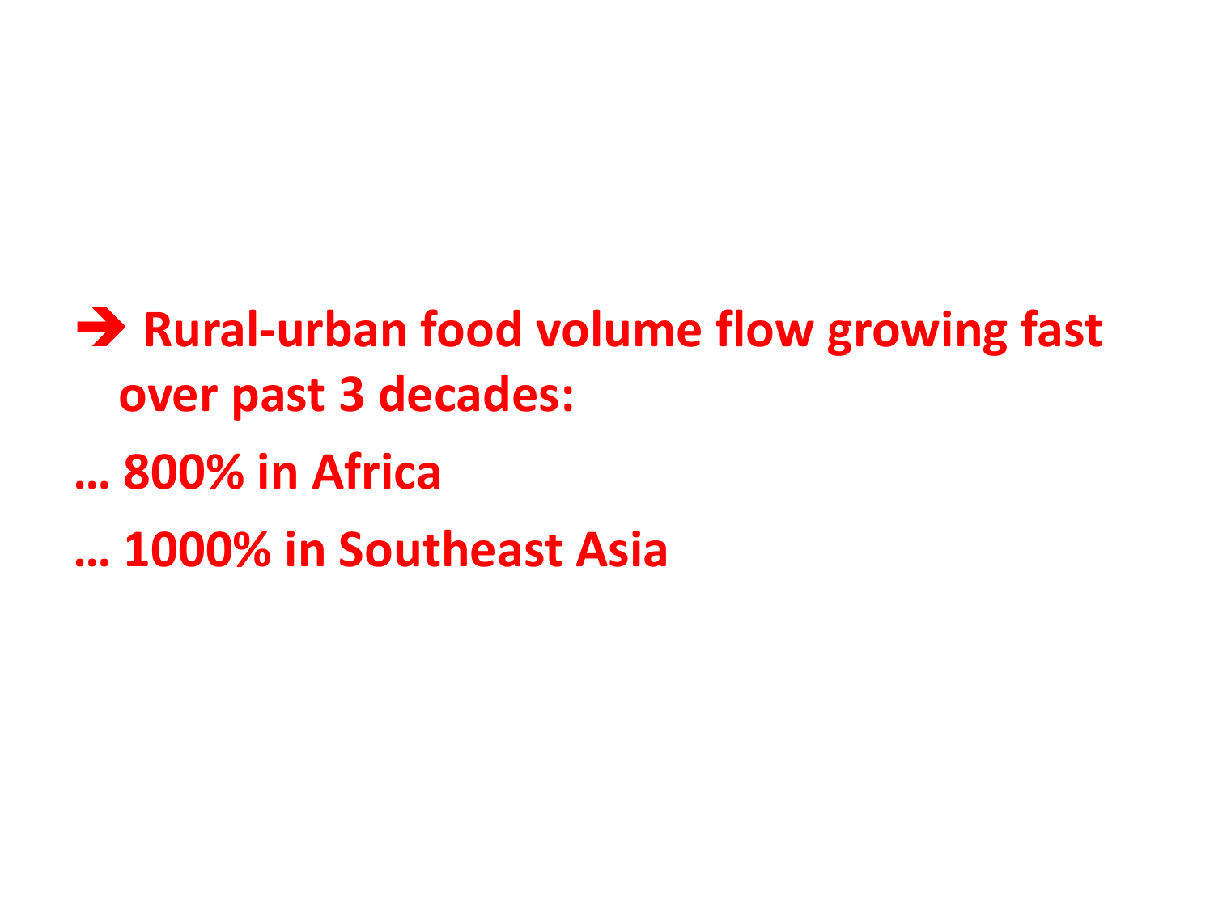**➔ Rural-urban food volume flow growing fast over past 3 decades:**

**… 800% in Africa**

**… 1000% in Southeast Asia**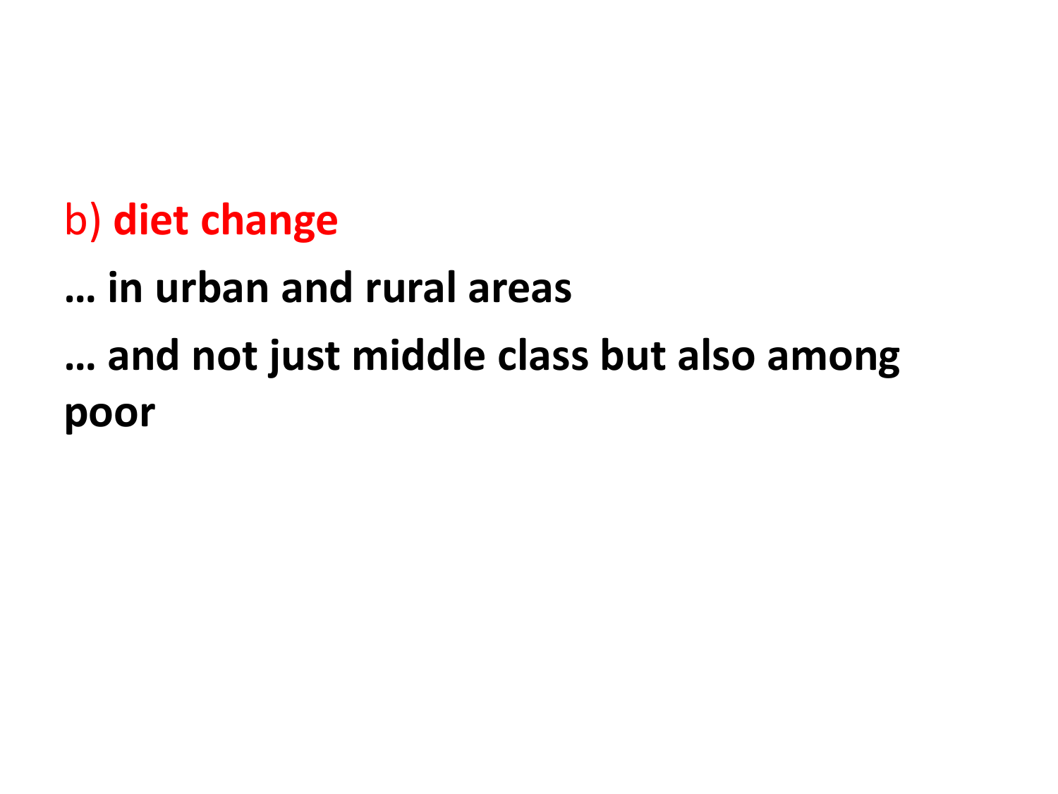b) **diet change**

**… in urban and rural areas**

**… and not just middle class but also among poor**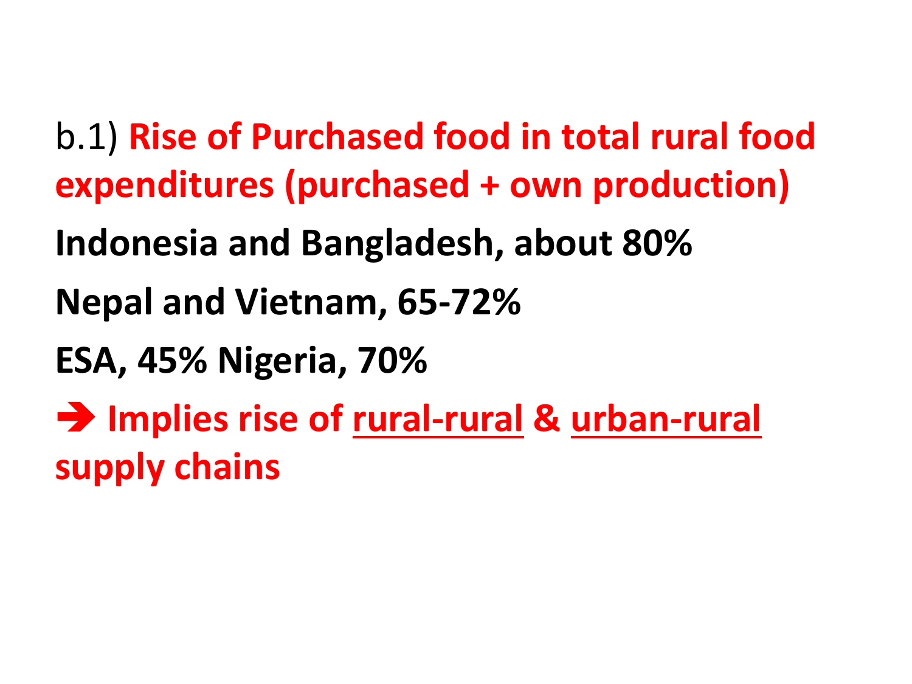b.1) **Rise of Purchased food in total rural food expenditures (purchased + own production)**

**Indonesia and Bangladesh, about 80%**

**Nepal and Vietnam, 65-72%**

**ESA, 45% Nigeria, 70%**

➔ **Implies rise of <u>rural-rural</u> & <u>urban-rural</u> supply chains**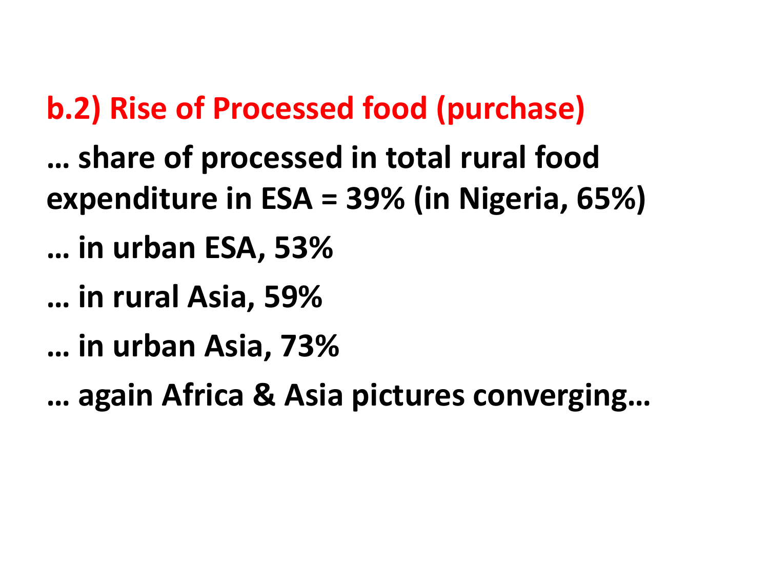## b.2) Rise of Processed food (purchase)

**… share of processed in total rural food expenditure in ESA = 39% (in Nigeria, 65%)**

**… in urban ESA, 53%**

**… in rural Asia, 59%**

**… in urban Asia, 73%**

**… again Africa & Asia pictures converging…**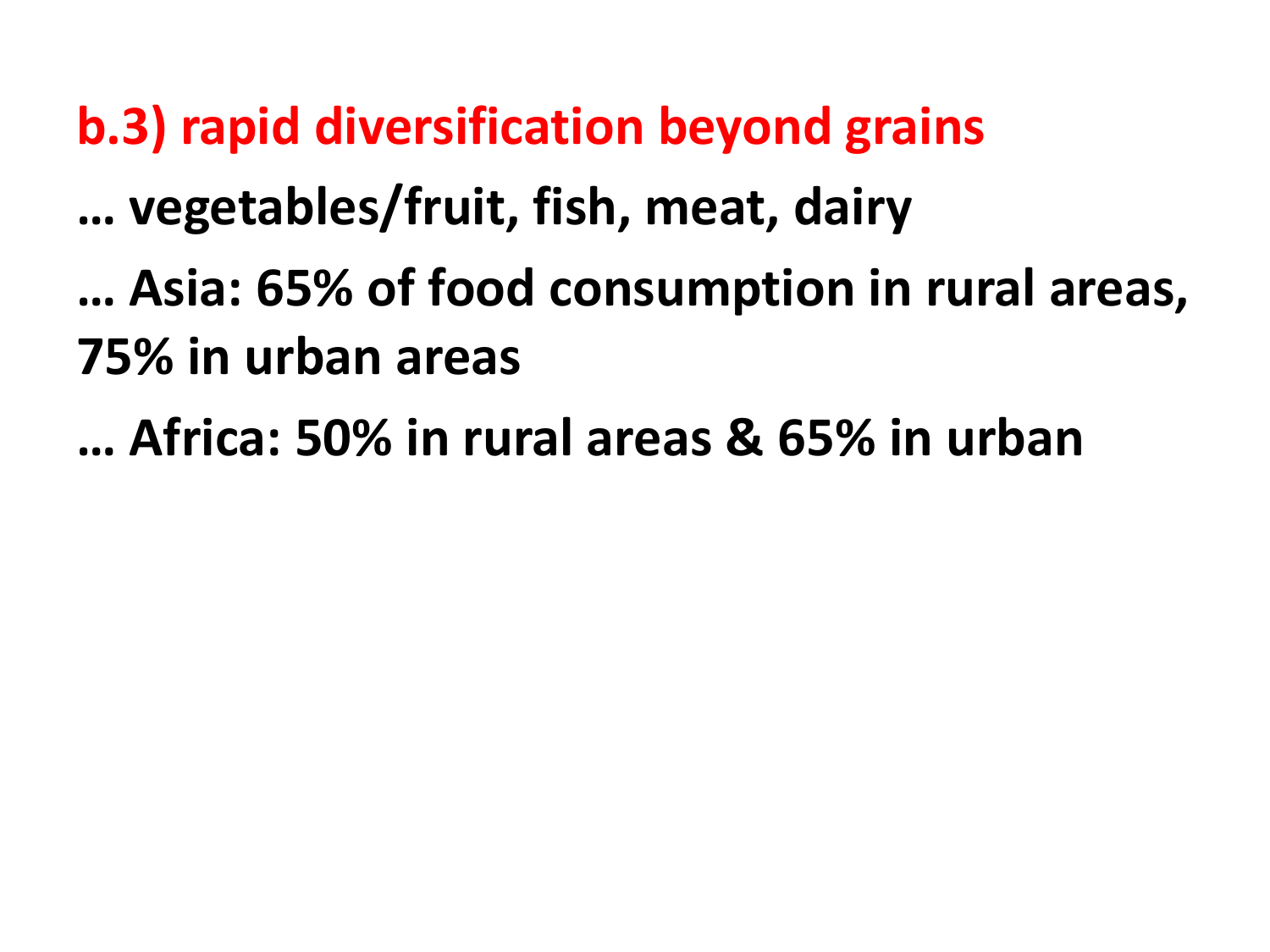## b.3) rapid diversification beyond grains

… vegetables/fruit, fish, meat, dairy

… Asia: 65% of food consumption in rural areas, 75% in urban areas

… Africa: 50% in rural areas & 65% in urban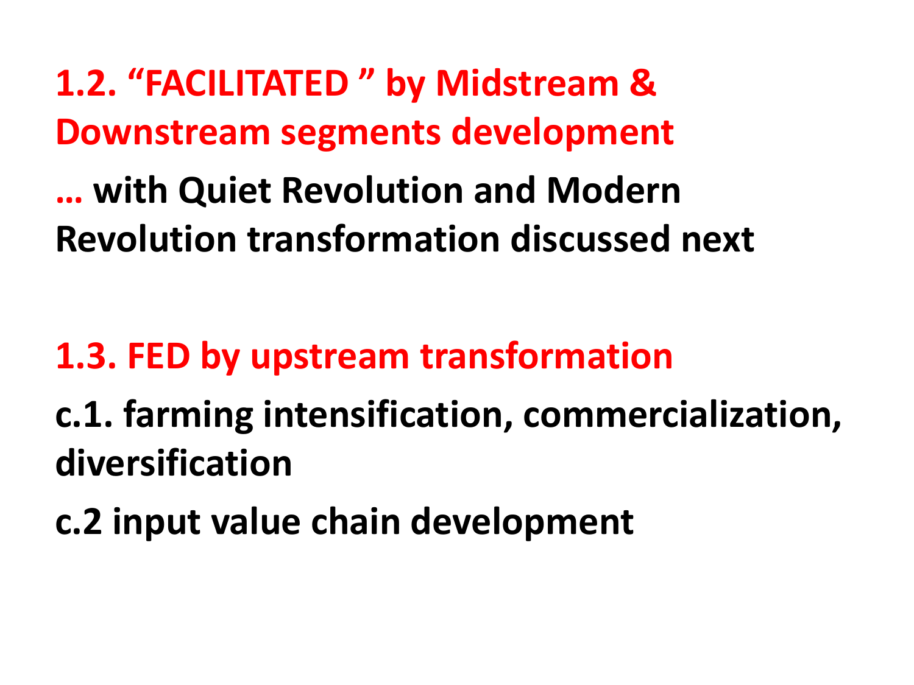## 1.2. "FACILITATED " by Midstream & Downstream segments development

**… with Quiet Revolution and Modern Revolution transformation discussed next**

## 1.3. FED by upstream transformation

**c.1. farming intensification, commercialization, diversification**

**c.2 input value chain development**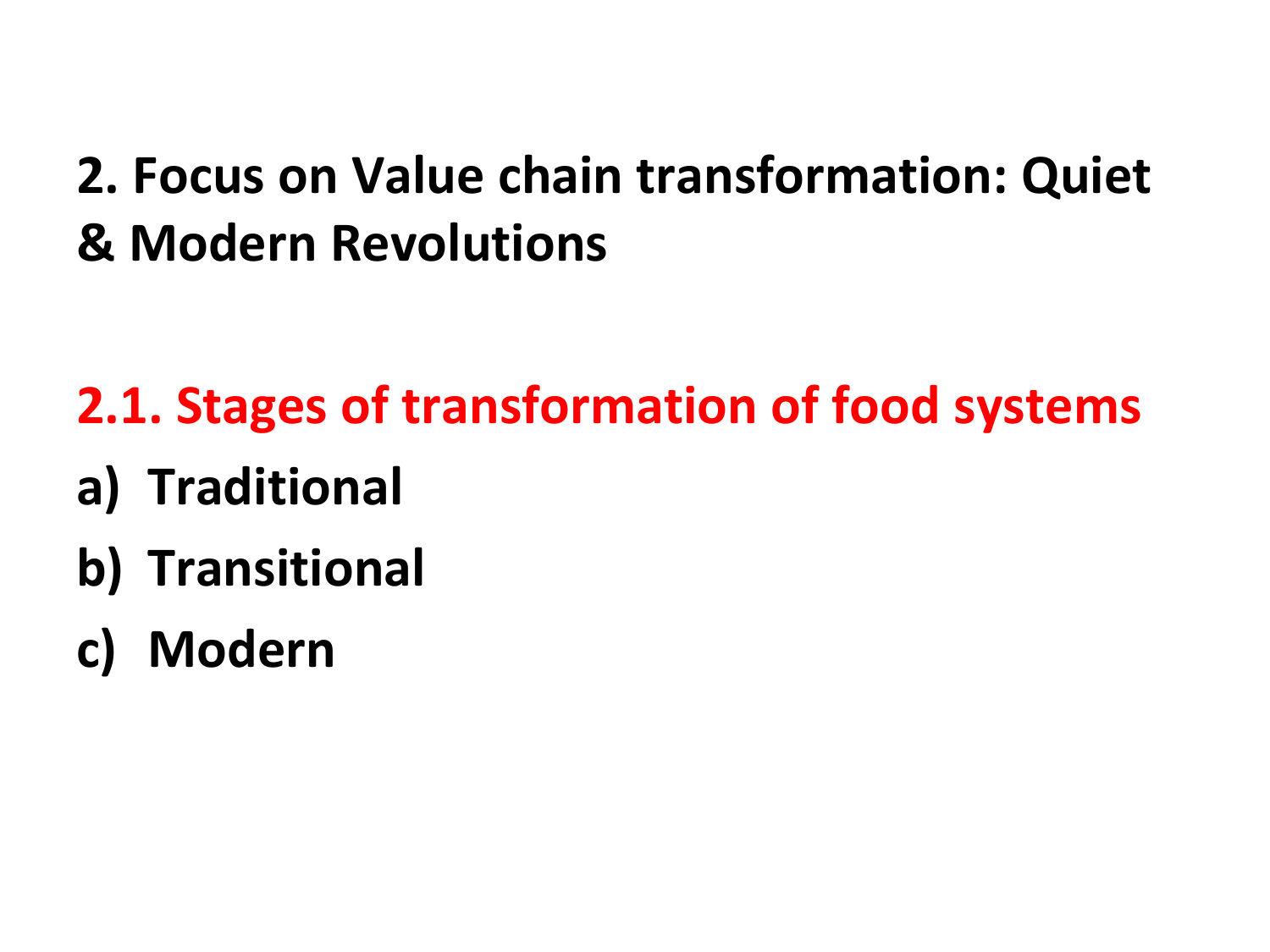## 2. Focus on Value chain transformation: Quiet & Modern Revolutions

### 2.1. Stages of transformation of food systems

a) Traditional
b) Transitional
c) Modern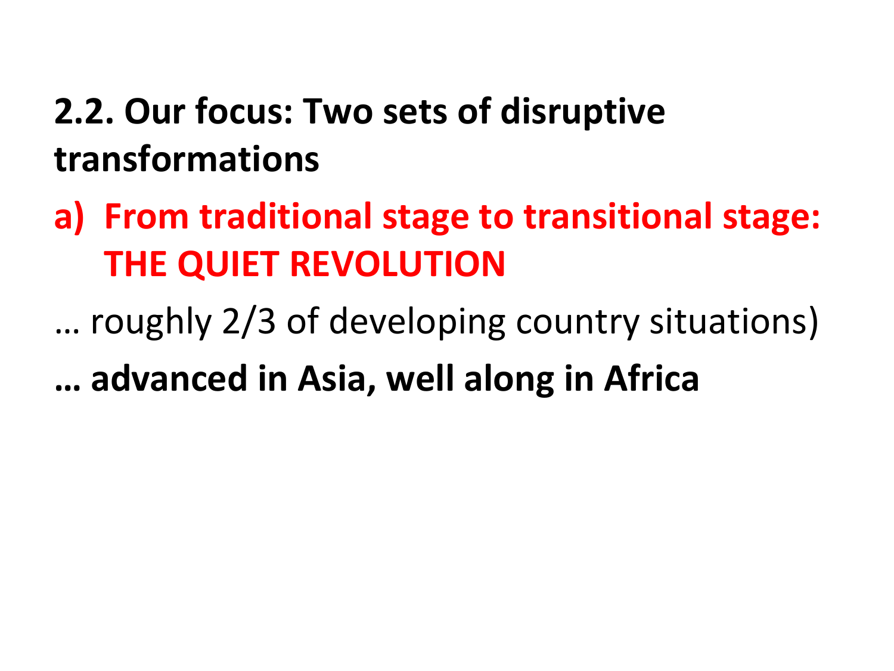## 2.2. Our focus: Two sets of disruptive transformations

**a) From traditional stage to transitional stage: THE QUIET REVOLUTION**

… roughly 2/3 of developing country situations)

**… advanced in Asia, well along in Africa**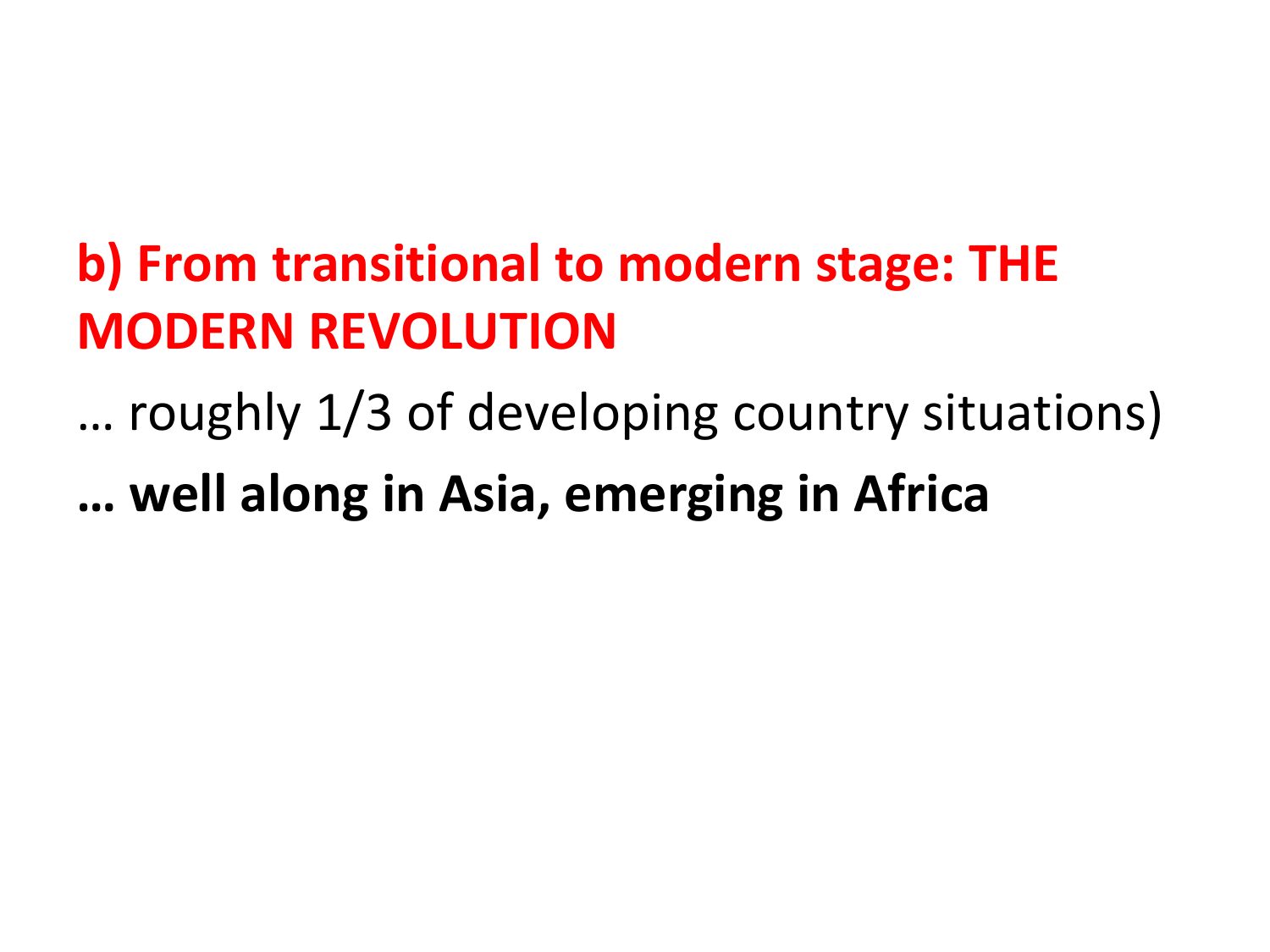## b) From transitional to modern stage: THE MODERN REVOLUTION

… roughly 1/3 of developing country situations)

**… well along in Asia, emerging in Africa**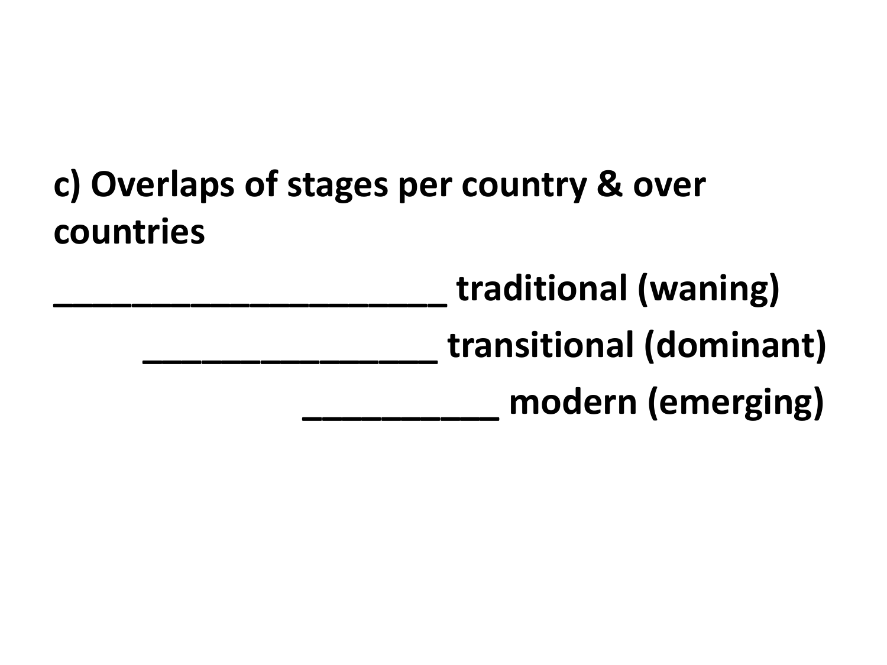**c) Overlaps of stages per country & over countries**

**_____________________ traditional (waning)**

**_______________ transitional (dominant)**

**__________ modern (emerging)**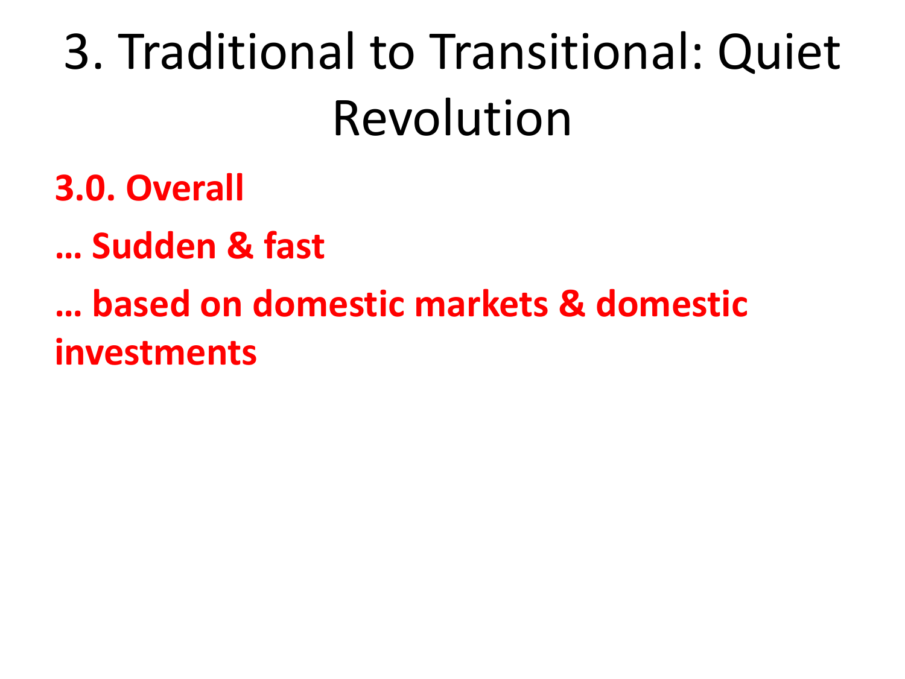# 3. Traditional to Transitional: Quiet Revolution

**3.0. Overall**

**… Sudden & fast**

**… based on domestic markets & domestic investments**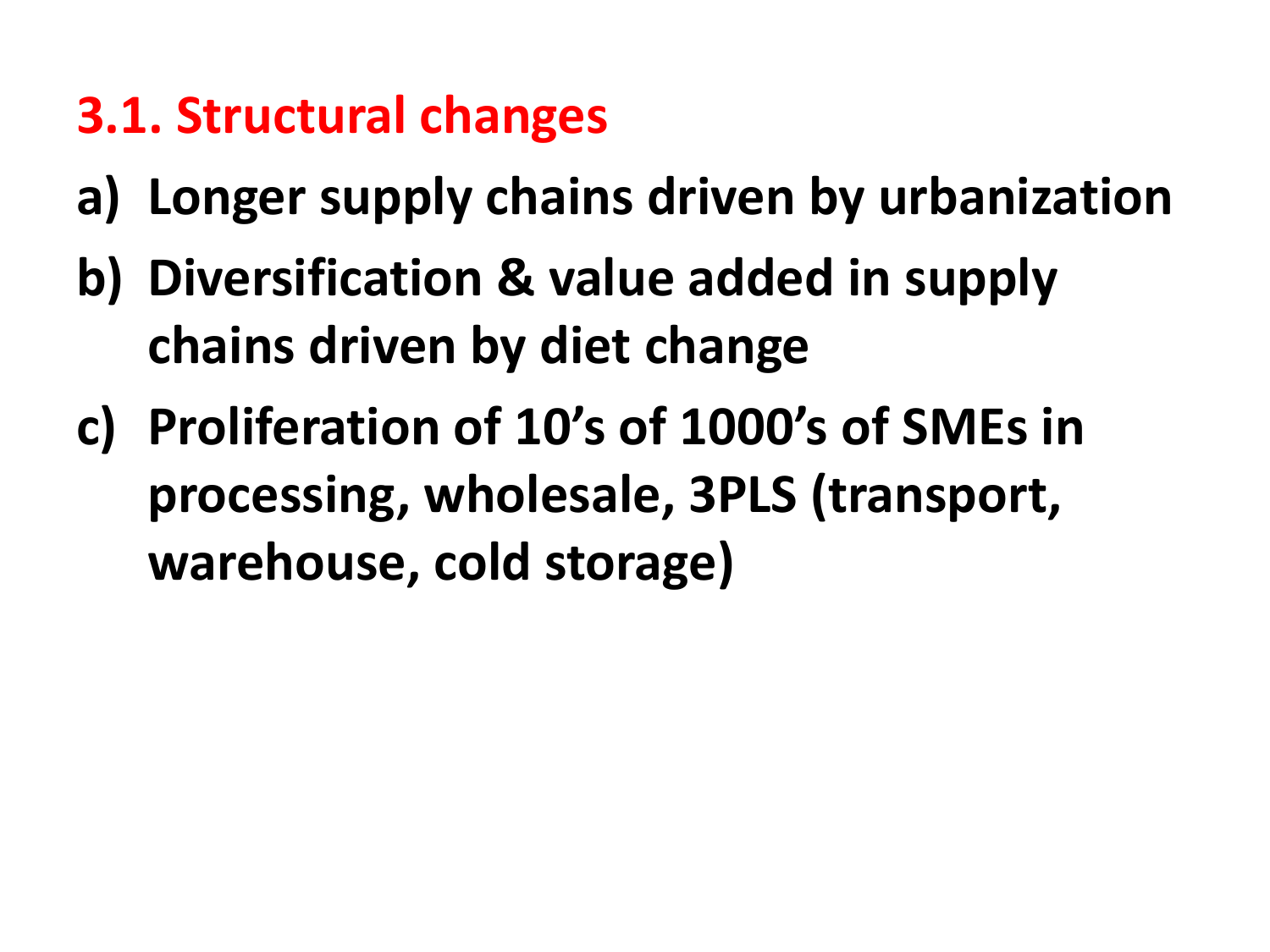## 3.1. Structural changes

a) **Longer supply chains driven by urbanization**
b) **Diversification & value added in supply chains driven by diet change**
c) **Proliferation of 10's of 1000's of SMEs in processing, wholesale, 3PLS (transport, warehouse, cold storage)**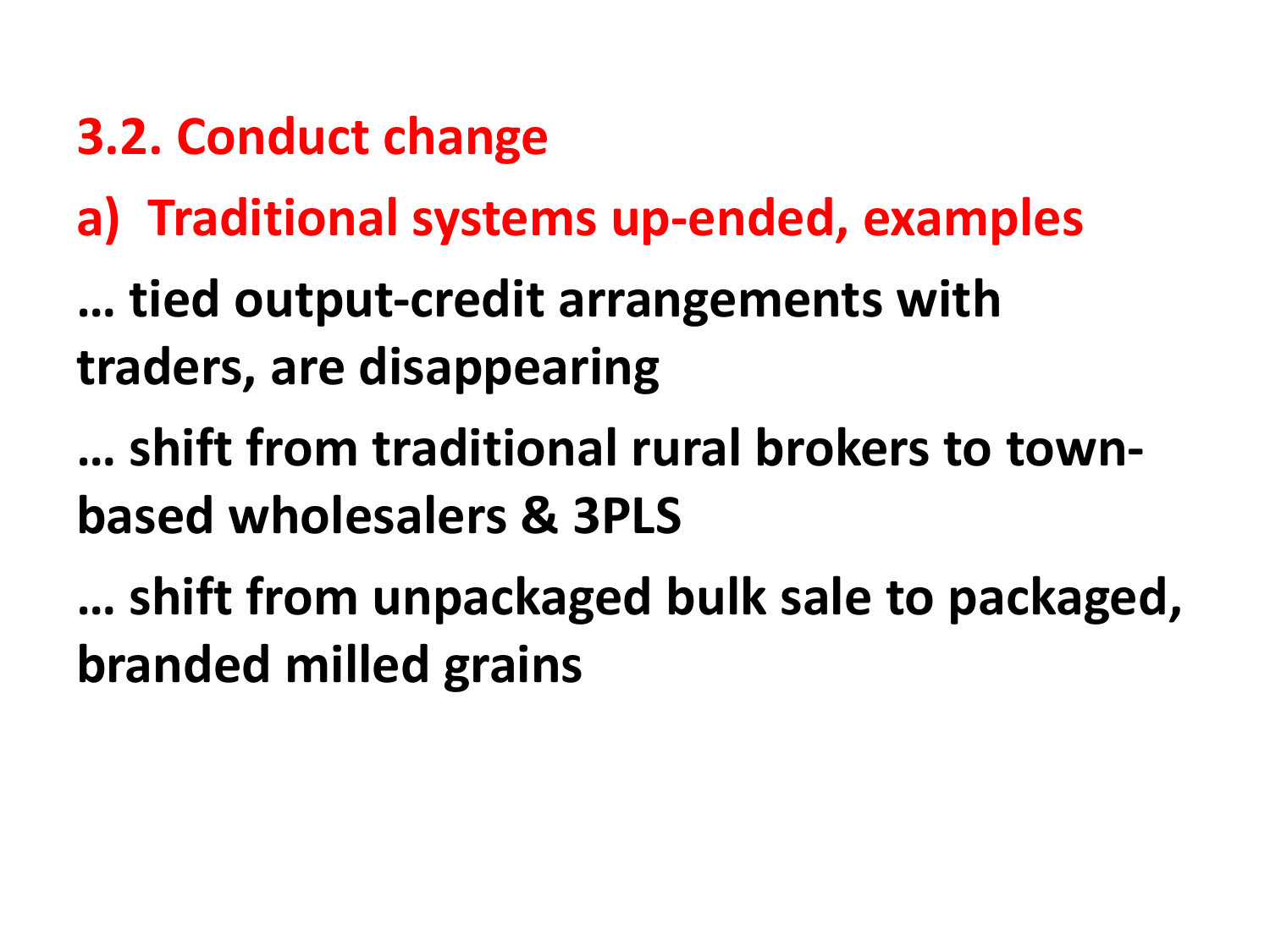## 3.2. Conduct change

### a) Traditional systems up-ended, examples

**… tied output-credit arrangements with traders, are disappearing**

**… shift from traditional rural brokers to town-based wholesalers & 3PLS**

**… shift from unpackaged bulk sale to packaged, branded milled grains**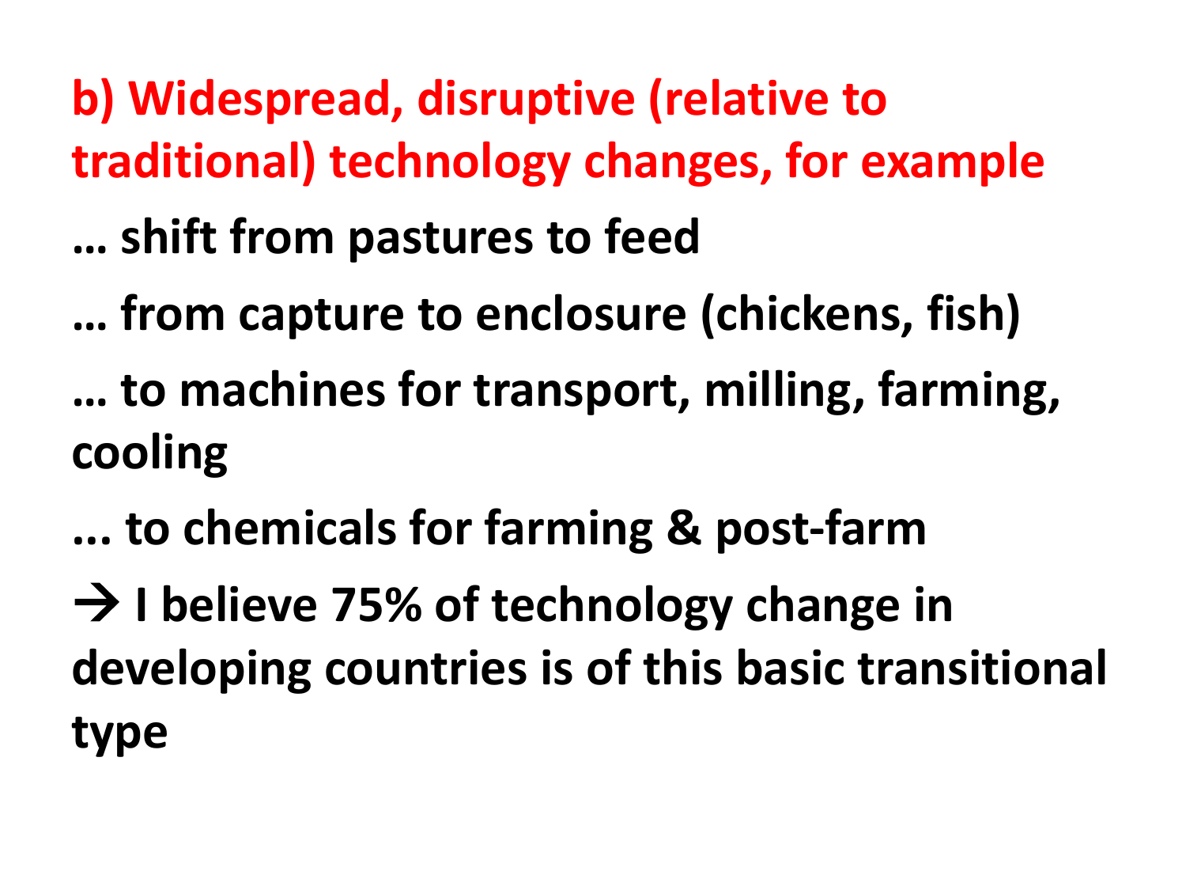**b) Widespread, disruptive (relative to traditional) technology changes, for example**

**… shift from pastures to feed**

**… from capture to enclosure (chickens, fish)**

**… to machines for transport, milling, farming, cooling**

**... to chemicals for farming & post-farm**

**→ I believe 75% of technology change in developing countries is of this basic transitional type**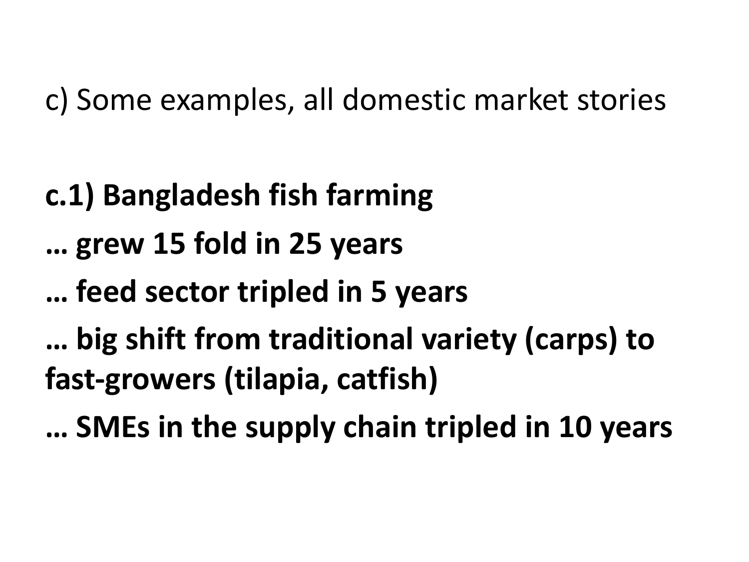c) Some examples, all domestic market stories

**c.1) Bangladesh fish farming**

**… grew 15 fold in 25 years**

**… feed sector tripled in 5 years**

**… big shift from traditional variety (carps) to fast-growers (tilapia, catfish)**

**… SMEs in the supply chain tripled in 10 years**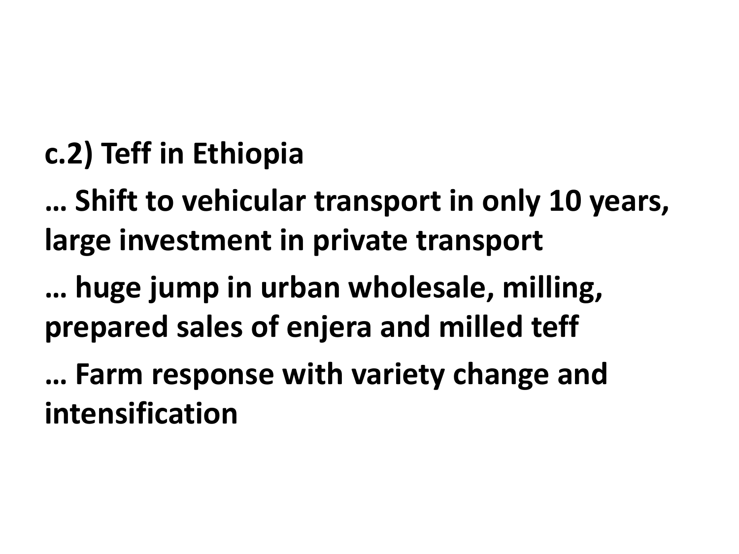**c.2) Teff in Ethiopia**

**… Shift to vehicular transport in only 10 years, large investment in private transport**

**… huge jump in urban wholesale, milling, prepared sales of enjera and milled teff**

**… Farm response with variety change and intensification**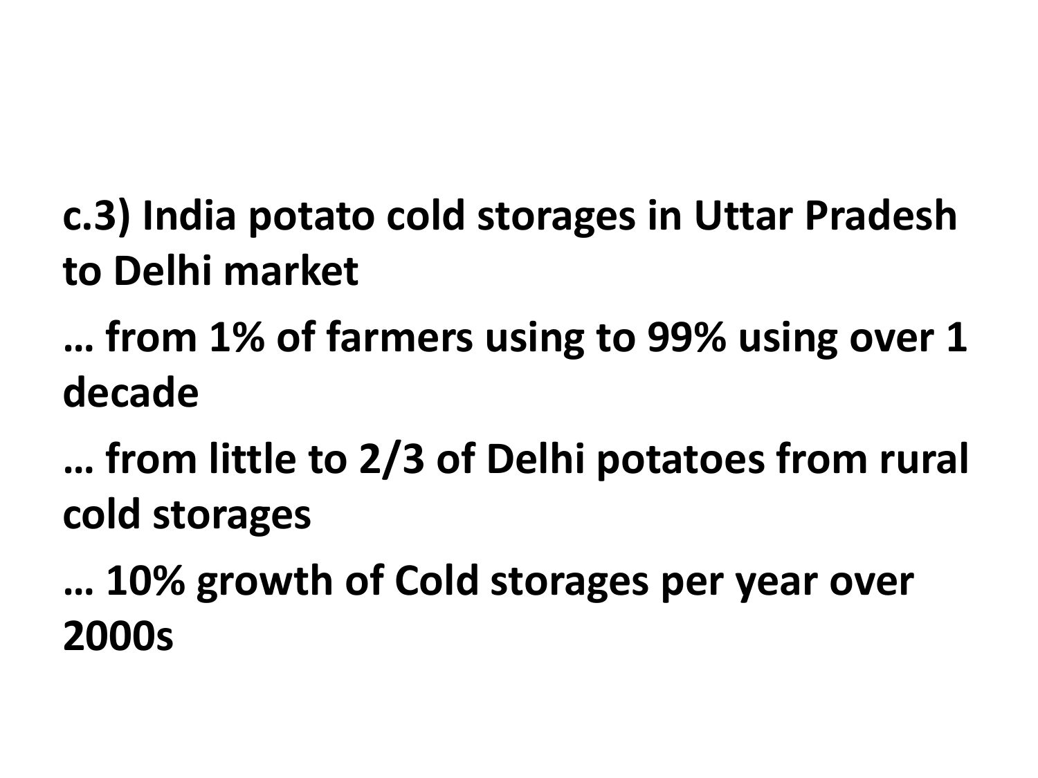**c.3) India potato cold storages in Uttar Pradesh to Delhi market**

**… from 1% of farmers using to 99% using over 1 decade**

**… from little to 2/3 of Delhi potatoes from rural cold storages**

**… 10% growth of Cold storages per year over 2000s**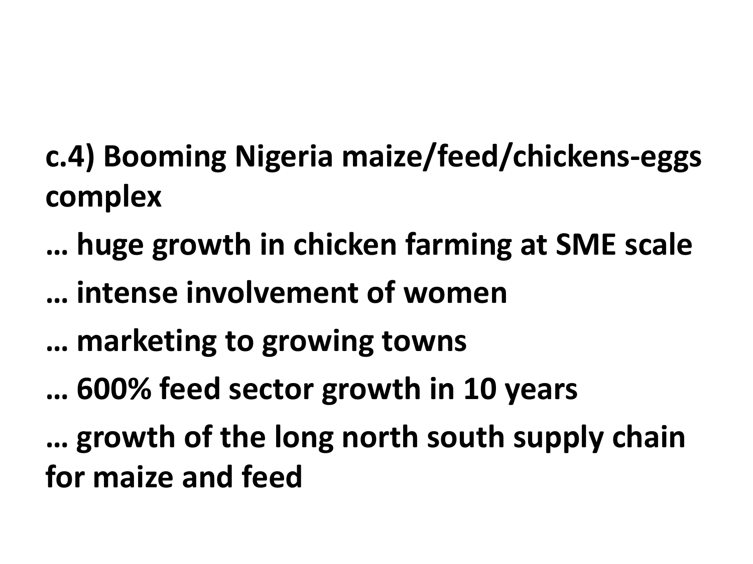**c.4) Booming Nigeria maize/feed/chickens-eggs complex**

**… huge growth in chicken farming at SME scale**

**… intense involvement of women**

**… marketing to growing towns**

**… 600% feed sector growth in 10 years**

**… growth of the long north south supply chain for maize and feed**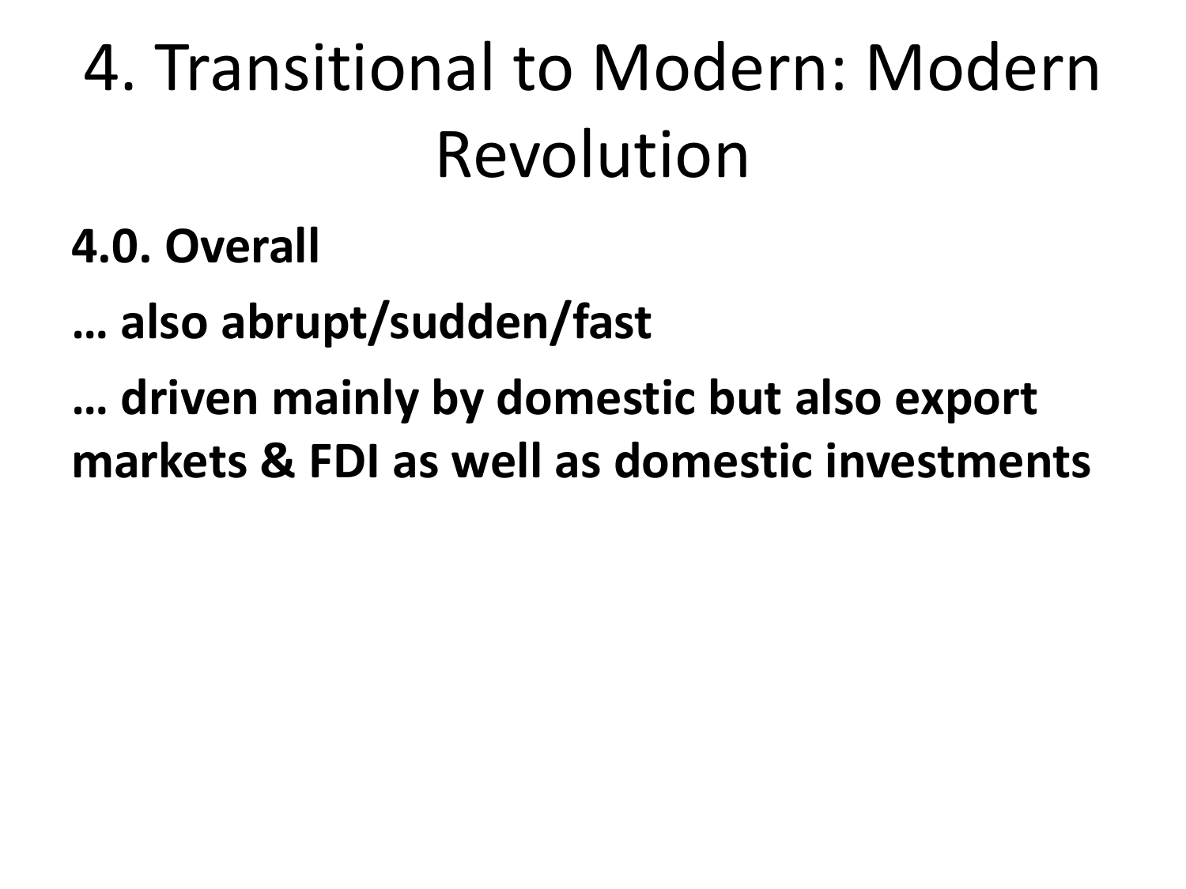# 4. Transitional to Modern: Modern Revolution

**4.0. Overall**

**… also abrupt/sudden/fast**

**… driven mainly by domestic but also export markets & FDI as well as domestic investments**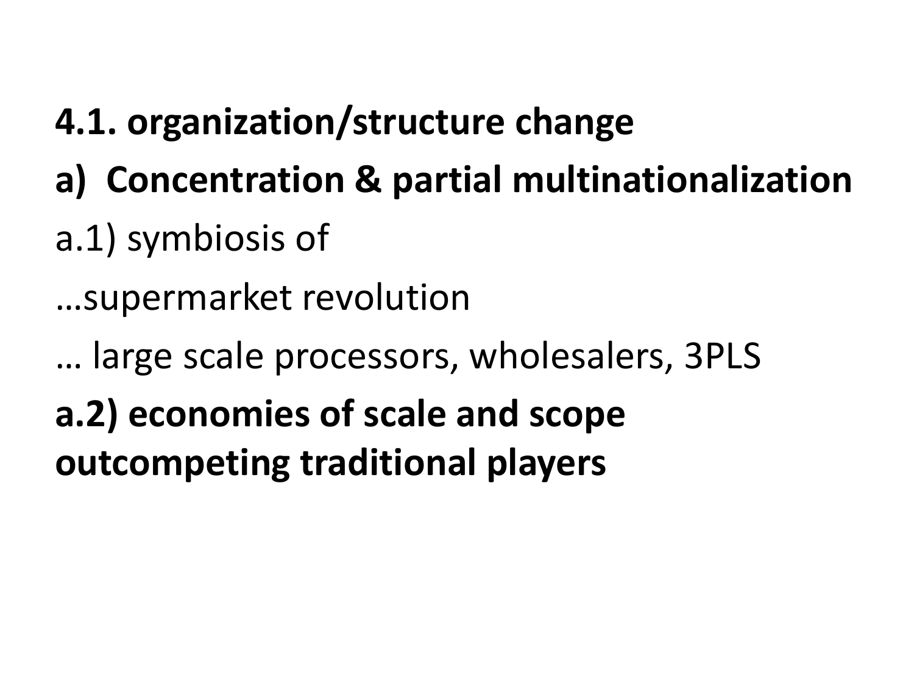**4.1. organization/structure change**

**a) Concentration & partial multinationalization**

a.1) symbiosis of

…supermarket revolution

… large scale processors, wholesalers, 3PLS

**a.2) economies of scale and scope outcompeting traditional players**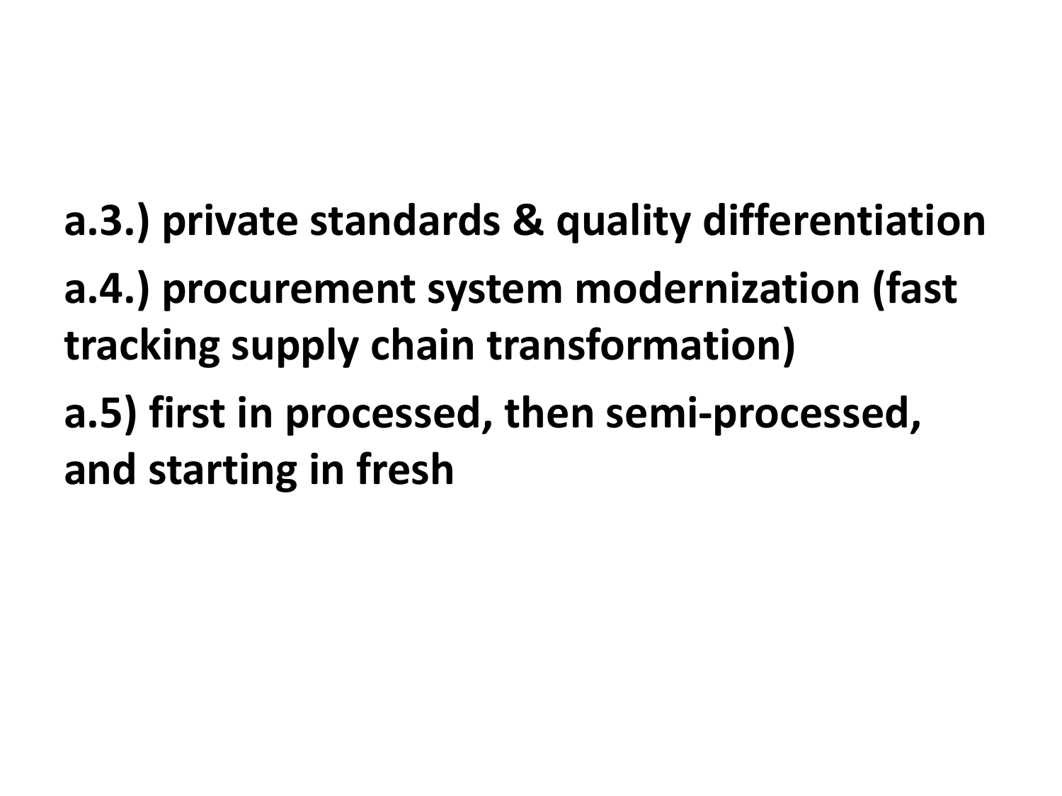**a.3.) private standards & quality differentiation**

**a.4.) procurement system modernization (fast tracking supply chain transformation)**

**a.5) first in processed, then semi-processed, and starting in fresh**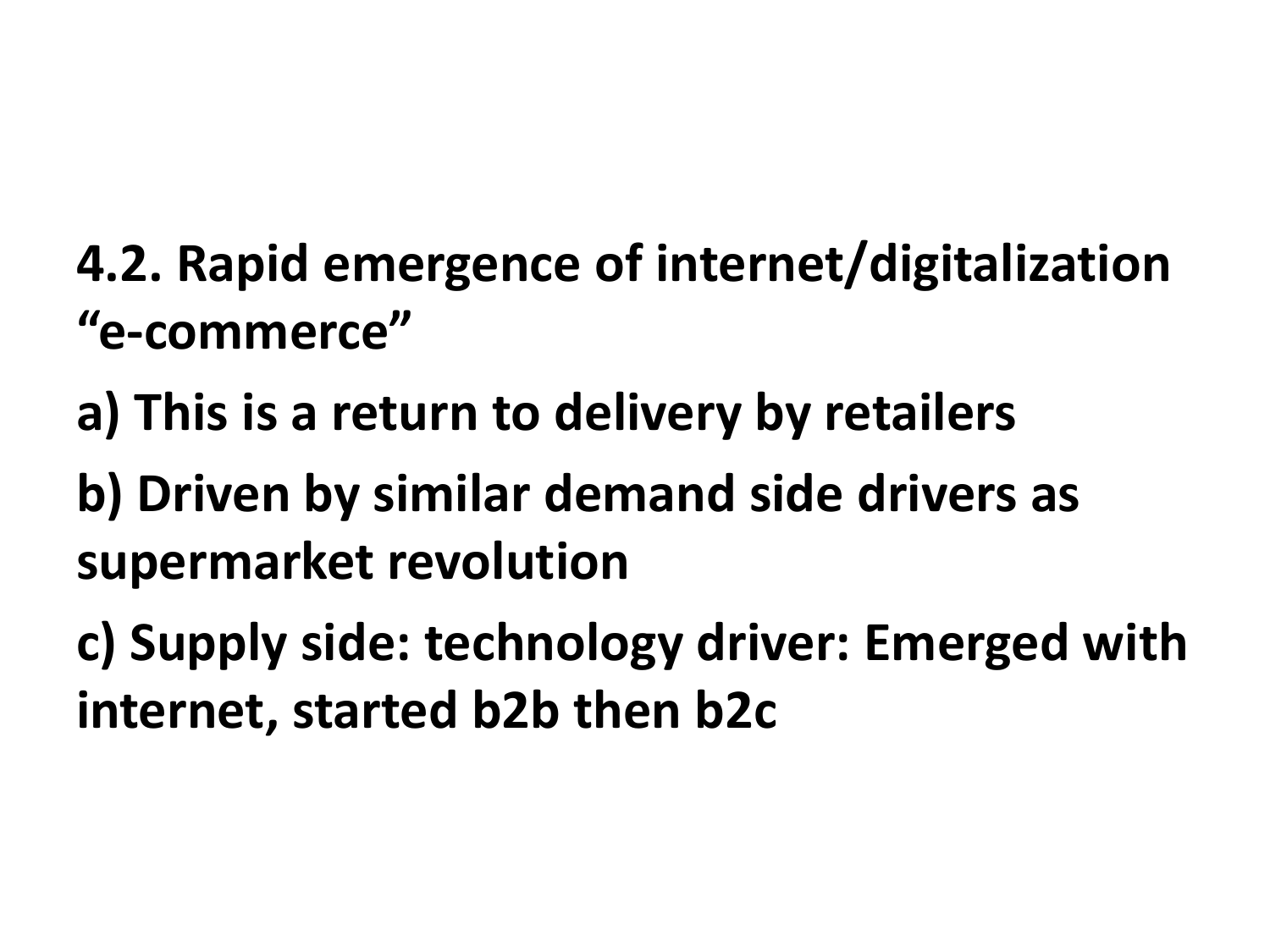**4.2. Rapid emergence of internet/digitalization “e-commerce”**

**a) This is a return to delivery by retailers**

**b) Driven by similar demand side drivers as supermarket revolution**

**c) Supply side: technology driver: Emerged with internet, started b2b then b2c**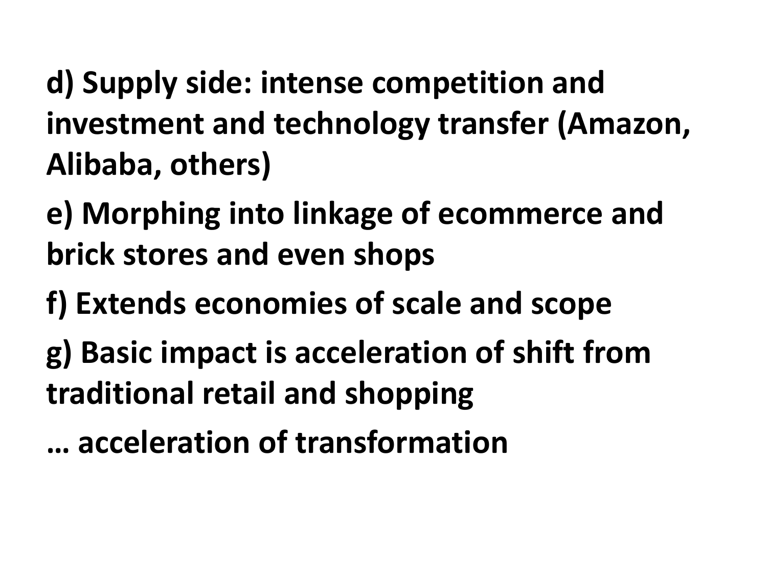**d) Supply side: intense competition and investment and technology transfer (Amazon, Alibaba, others)**

**e) Morphing into linkage of ecommerce and brick stores and even shops**

**f) Extends economies of scale and scope**

**g) Basic impact is acceleration of shift from traditional retail and shopping**

**… acceleration of transformation**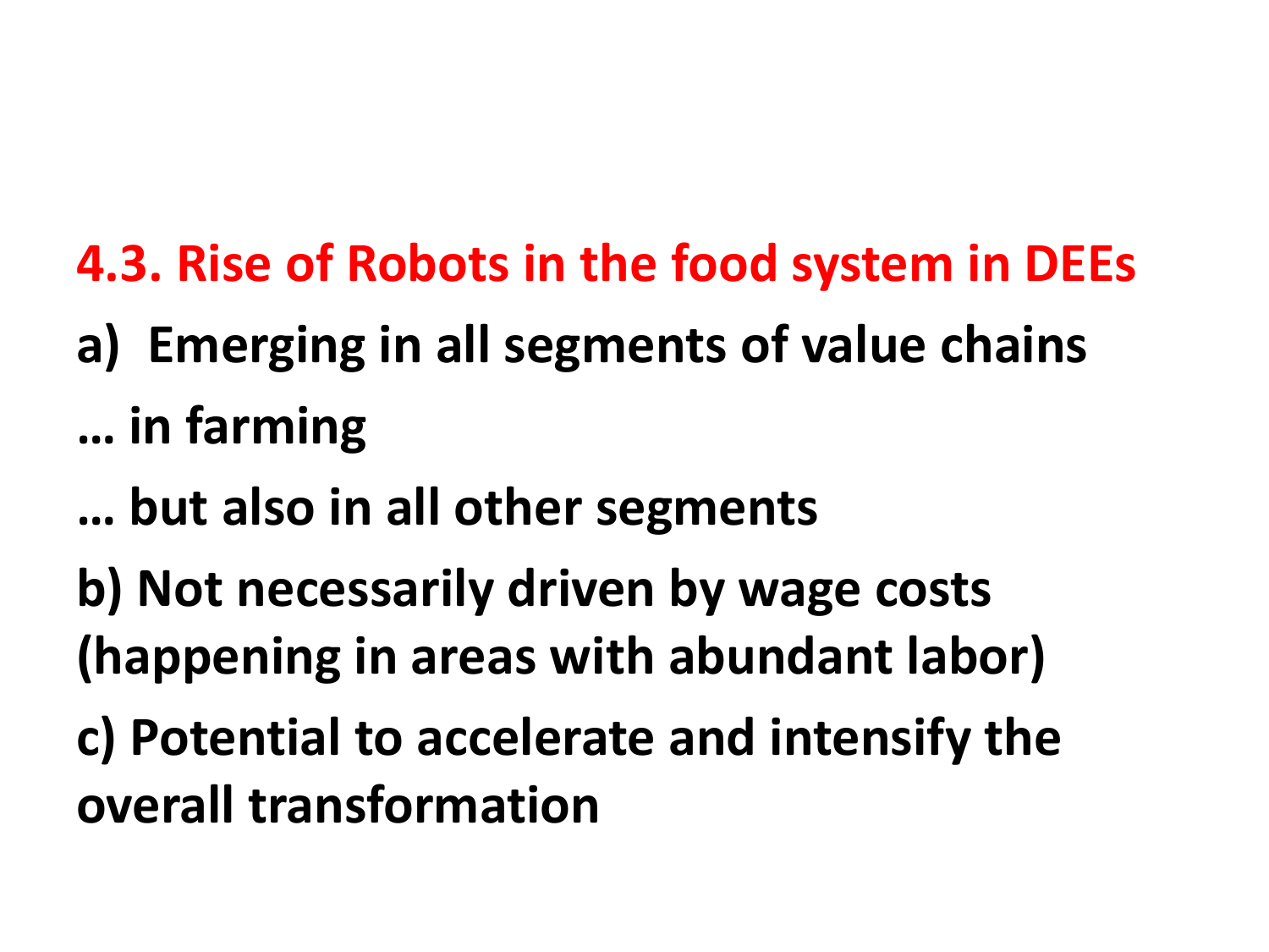## 4.3. Rise of Robots in the food system in DEEs

**a) Emerging in all segments of value chains**

**… in farming**

**… but also in all other segments**

**b) Not necessarily driven by wage costs (happening in areas with abundant labor)**

**c) Potential to accelerate and intensify the overall transformation**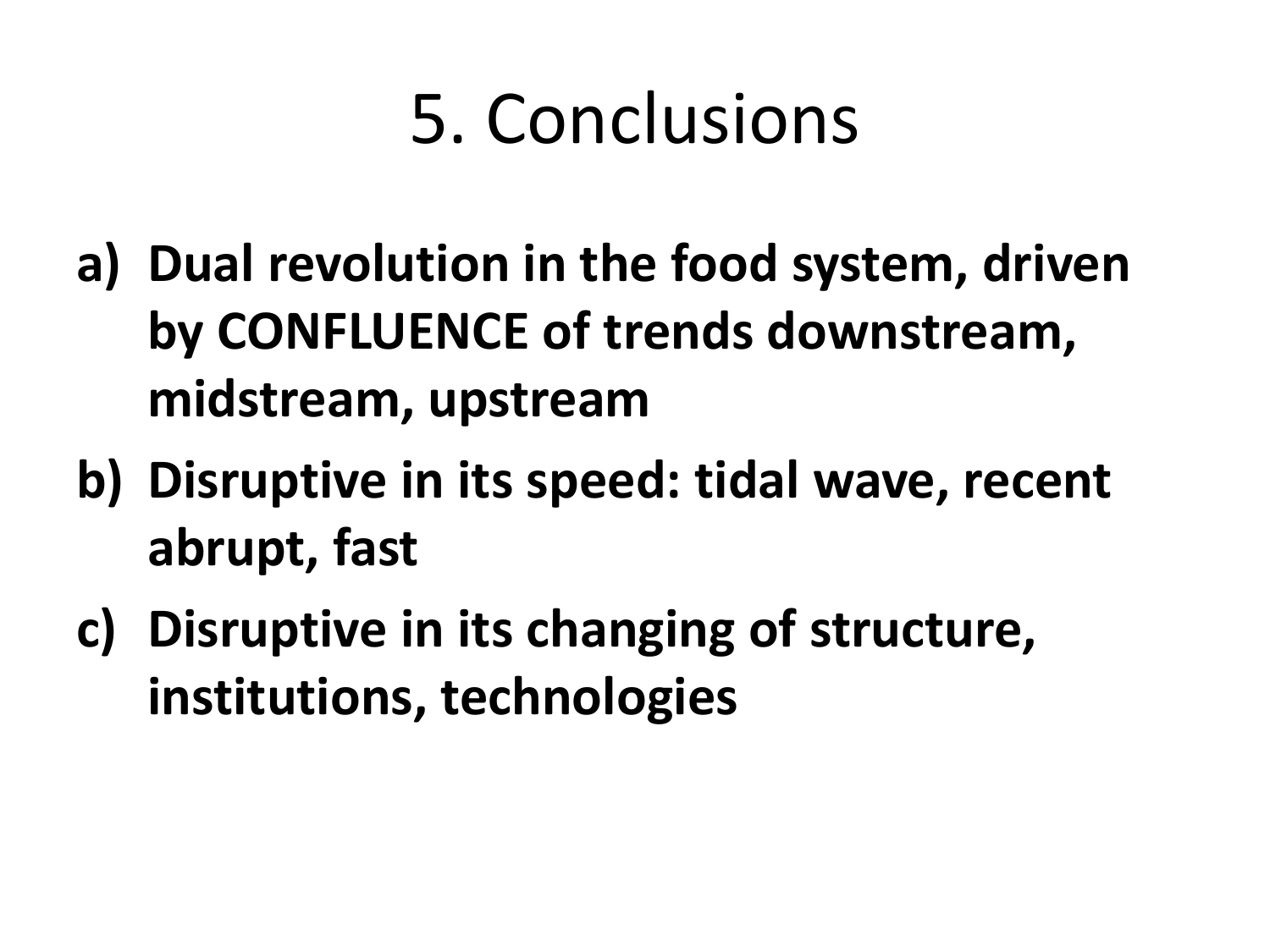# 5. Conclusions

a) **Dual revolution in the food system, driven by CONFLUENCE of trends downstream, midstream, upstream**
b) **Disruptive in its speed: tidal wave, recent abrupt, fast**
c) **Disruptive in its changing of structure, institutions, technologies**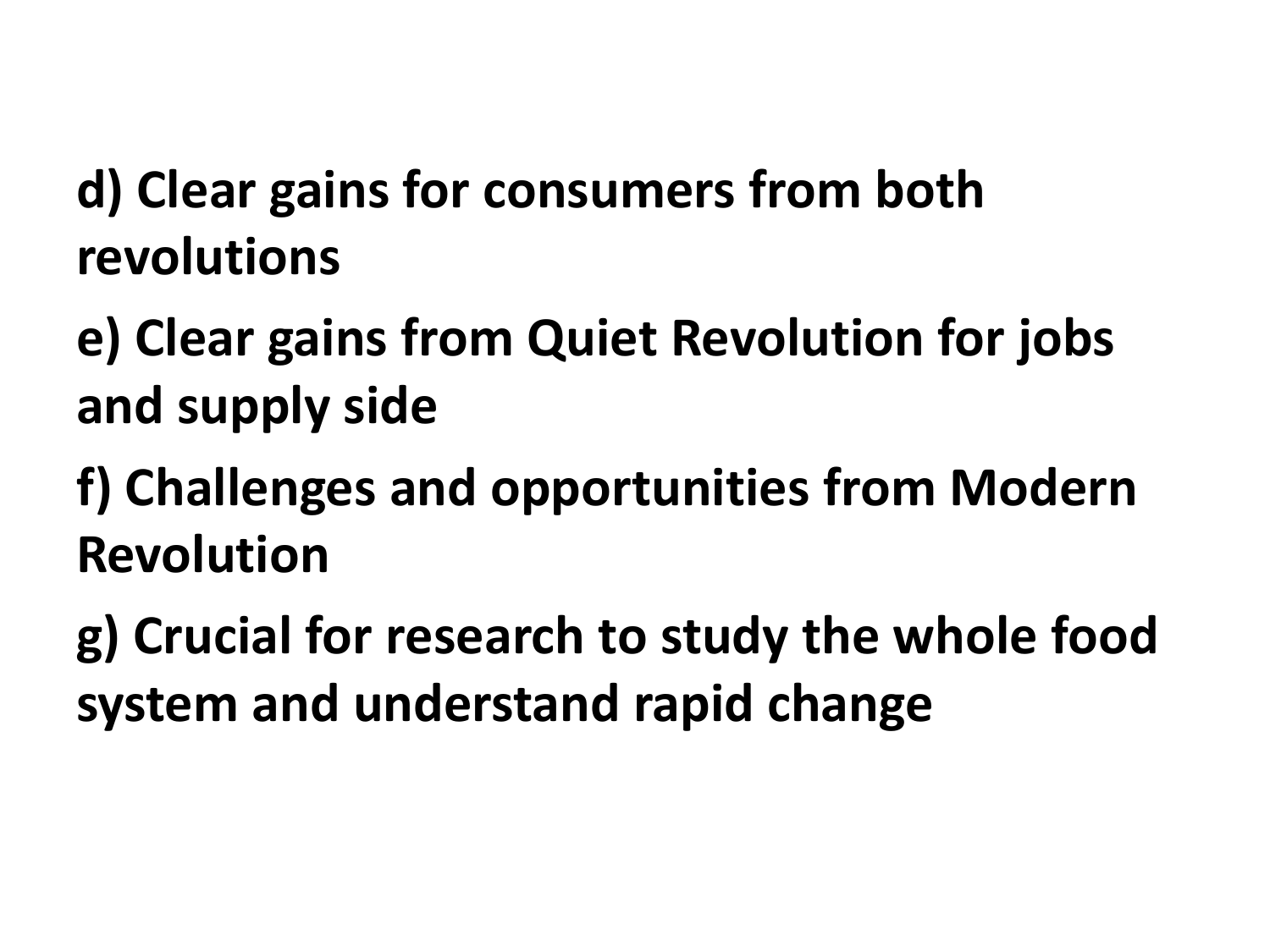**d) Clear gains for consumers from both revolutions**

**e) Clear gains from Quiet Revolution for jobs and supply side**

**f) Challenges and opportunities from Modern Revolution**

**g) Crucial for research to study the whole food system and understand rapid change**